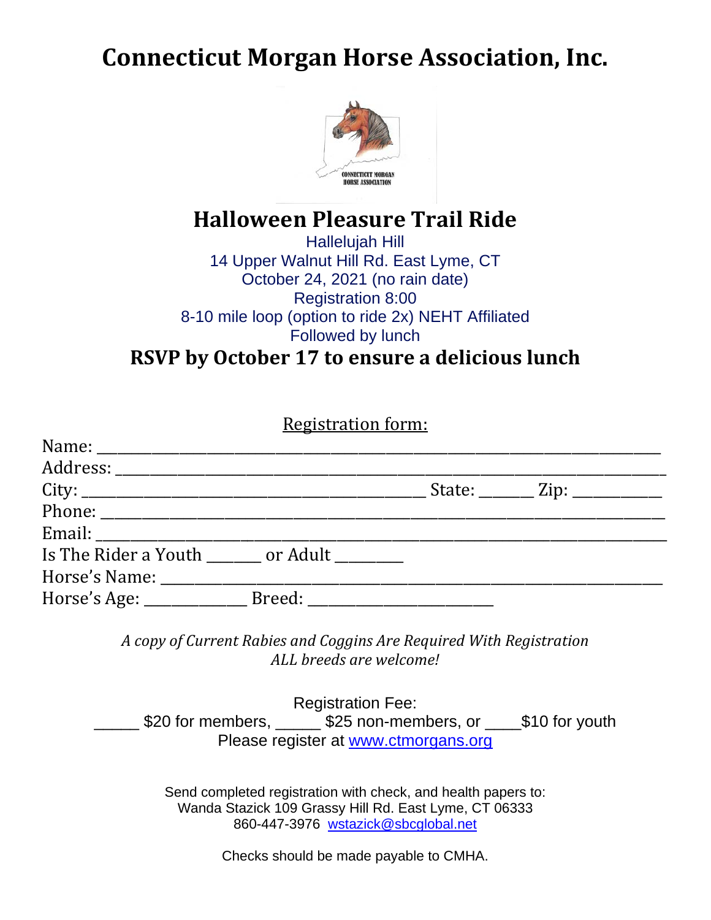# Connecticut Morgan Horse Association, Inc.

## Halloween Pleasure Trail Ride

Hallelujah Hill
14 Upper Walnut Hill Rd. East Lyme, CT
October 24, 2021 (no rain date)
Registration 8:00
8-10 mile loop (option to ride 2x) NEHT Affiliated
Followed by lunch

### RSVP by October 17 to ensure a delicious lunch

Registration form:

Name: ______________________________________________________________________

Address: ____________________________________________________________________

City: ___________________________________________ State: _______ Zip: ___________

Phone: ______________________________________________________________________

Email: ______________________________________________________________________

Is The Rider a Youth _______ or Adult ________

Horse's Name: _______________________________________________________________

Horse's Age: _____________ Breed: _______________________

*A copy of Current Rabies and Coggins Are Required With Registration*
*ALL breeds are welcome!*

Registration Fee:
_____ $20 for members, _____ $25 non-members, or ____$10 for youth
Please register at www.ctmorgans.org

Send completed registration with check, and health papers to:
Wanda Stazick 109 Grassy Hill Rd. East Lyme, CT 06333
860-447-3976 wstazick@sbcglobal.net

Checks should be made payable to CMHA.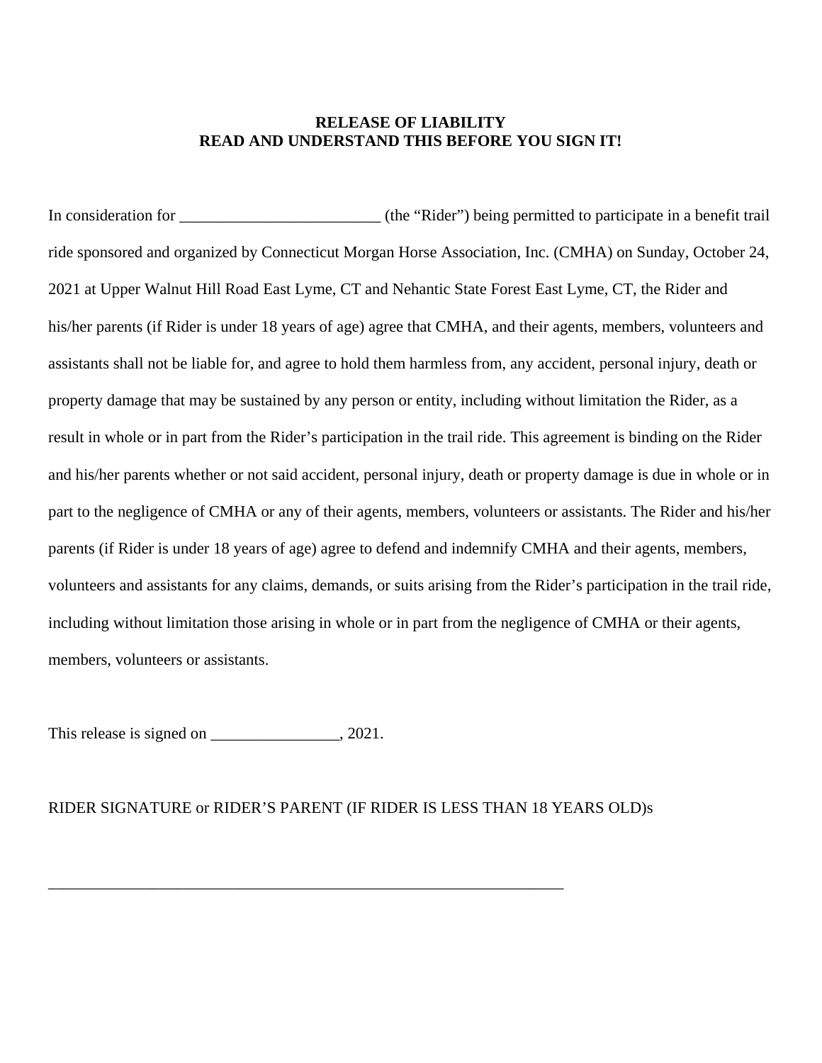**RELEASE OF LIABILITY**
**READ AND UNDERSTAND THIS BEFORE YOU SIGN IT!**

In consideration for _________________________ (the "Rider") being permitted to participate in a benefit trail ride sponsored and organized by Connecticut Morgan Horse Association, Inc. (CMHA) on Sunday, October 24, 2021 at Upper Walnut Hill Road East Lyme, CT and Nehantic State Forest East Lyme, CT, the Rider and his/her parents (if Rider is under 18 years of age) agree that CMHA, and their agents, members, volunteers and assistants shall not be liable for, and agree to hold them harmless from, any accident, personal injury, death or property damage that may be sustained by any person or entity, including without limitation the Rider, as a result in whole or in part from the Rider's participation in the trail ride. This agreement is binding on the Rider and his/her parents whether or not said accident, personal injury, death or property damage is due in whole or in part to the negligence of CMHA or any of their agents, members, volunteers or assistants. The Rider and his/her parents (if Rider is under 18 years of age) agree to defend and indemnify CMHA and their agents, members, volunteers and assistants for any claims, demands, or suits arising from the Rider's participation in the trail ride, including without limitation those arising in whole or in part from the negligence of CMHA or their agents, members, volunteers or assistants.

This release is signed on ________________, 2021.

RIDER SIGNATURE or RIDER'S PARENT (IF RIDER IS LESS THAN 18 YEARS OLD)s

_________________________________________________________________